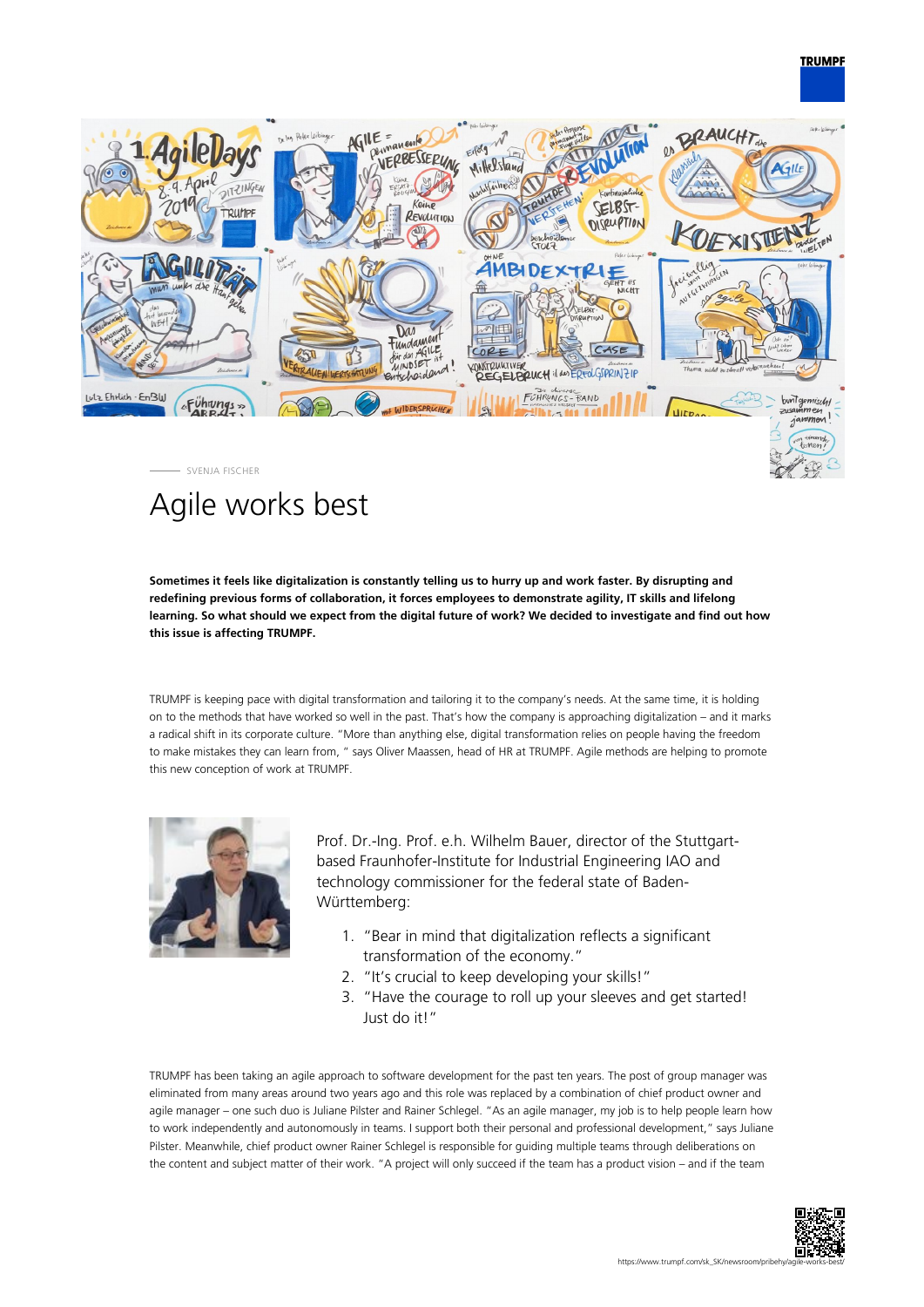SVENJA FISCHER

# Agile works best

**Sometimes it feels like digitalization is constantly telling us to hurry up and work faster. By disrupting and redefining previous forms of collaboration, it forces employees to demonstrate agility, IT skills and lifelong learning. So what should we expect from the digital future of work? We decided to investigate and find out how this issue is affecting TRUMPF.**

TRUMPF is keeping pace with digital transformation and tailoring it to the company's needs. At the same time, it is holding on to the methods that have worked so well in the past. That's how the company is approaching digitalization – and it marks a radical shift in its corporate culture. "More than anything else, digital transformation relies on people having the freedom to make mistakes they can learn from, " says Oliver Maassen, head of HR at TRUMPF. Agile methods are helping to promote this new conception of work at TRUMPF.

Prof. Dr.-Ing. Prof. e.h. Wilhelm Bauer, director of the Stuttgart-based Fraunhofer-Institute for Industrial Engineering IAO and technology commissioner for the federal state of Baden-Württemberg:

1. "Bear in mind that digitalization reflects a significant transformation of the economy."
2. "It's crucial to keep developing your skills!"
3. "Have the courage to roll up your sleeves and get started! Just do it!"

TRUMPF has been taking an agile approach to software development for the past ten years. The post of group manager was eliminated from many areas around two years ago and this role was replaced by a combination of chief product owner and agile manager – one such duo is Juliane Pilster and Rainer Schlegel. "As an agile manager, my job is to help people learn how to work independently and autonomously in teams. I support both their personal and professional development," says Juliane Pilster. Meanwhile, chief product owner Rainer Schlegel is responsible for guiding multiple teams through deliberations on the content and subject matter of their work. "A project will only succeed if the team has a product vision – and if the team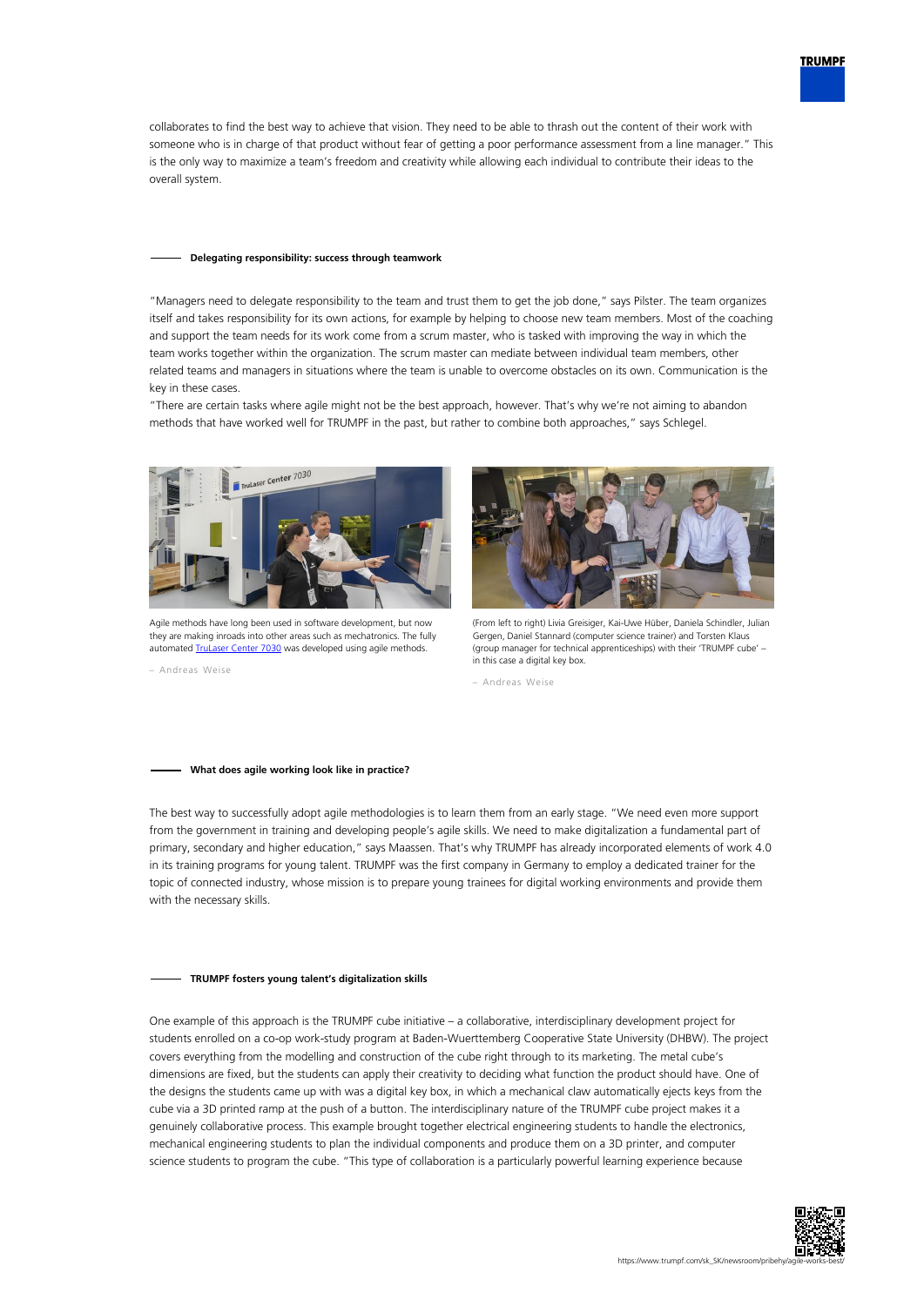collaborates to find the best way to achieve that vision. They need to be able to thrash out the content of their work with someone who is in charge of that product without fear of getting a poor performance assessment from a line manager." This is the only way to maximize a team's freedom and creativity while allowing each individual to contribute their ideas to the overall system.

### Delegating responsibility: success through teamwork

"Managers need to delegate responsibility to the team and trust them to get the job done," says Pilster. The team organizes itself and takes responsibility for its own actions, for example by helping to choose new team members. Most of the coaching and support the team needs for its work come from a scrum master, who is tasked with improving the way in which the team works together within the organization. The scrum master can mediate between individual team members, other related teams and managers in situations where the team is unable to overcome obstacles on its own. Communication is the key in these cases.

"There are certain tasks where agile might not be the best approach, however. That's why we're not aiming to abandon methods that have worked well for TRUMPF in the past, but rather to combine both approaches," says Schlegel.

Agile methods have long been used in software development, but now they are making inroads into other areas such as mechatronics. The fully automated TruLaser Center 7030 was developed using agile methods.

– Andreas Weise

(From left to right) Livia Greisiger, Kai-Uwe Hüber, Daniela Schindler, Julian Gergen, Daniel Stannard (computer science trainer) and Torsten Klaus (group manager for technical apprenticeships) with their 'TRUMPF cube' – in this case a digital key box.

– Andreas Weise

### What does agile working look like in practice?

The best way to successfully adopt agile methodologies is to learn them from an early stage. "We need even more support from the government in training and developing people's agile skills. We need to make digitalization a fundamental part of primary, secondary and higher education," says Maassen. That's why TRUMPF has already incorporated elements of work 4.0 in its training programs for young talent. TRUMPF was the first company in Germany to employ a dedicated trainer for the topic of connected industry, whose mission is to prepare young trainees for digital working environments and provide them with the necessary skills.

### TRUMPF fosters young talent's digitalization skills

One example of this approach is the TRUMPF cube initiative – a collaborative, interdisciplinary development project for students enrolled on a co-op work-study program at Baden-Wuerttemberg Cooperative State University (DHBW). The project covers everything from the modelling and construction of the cube right through to its marketing. The metal cube's dimensions are fixed, but the students can apply their creativity to deciding what function the product should have. One of the designs the students came up with was a digital key box, in which a mechanical claw automatically ejects keys from the cube via a 3D printed ramp at the push of a button. The interdisciplinary nature of the TRUMPF cube project makes it a genuinely collaborative process. This example brought together electrical engineering students to handle the electronics, mechanical engineering students to plan the individual components and produce them on a 3D printer, and computer science students to program the cube. "This type of collaboration is a particularly powerful learning experience because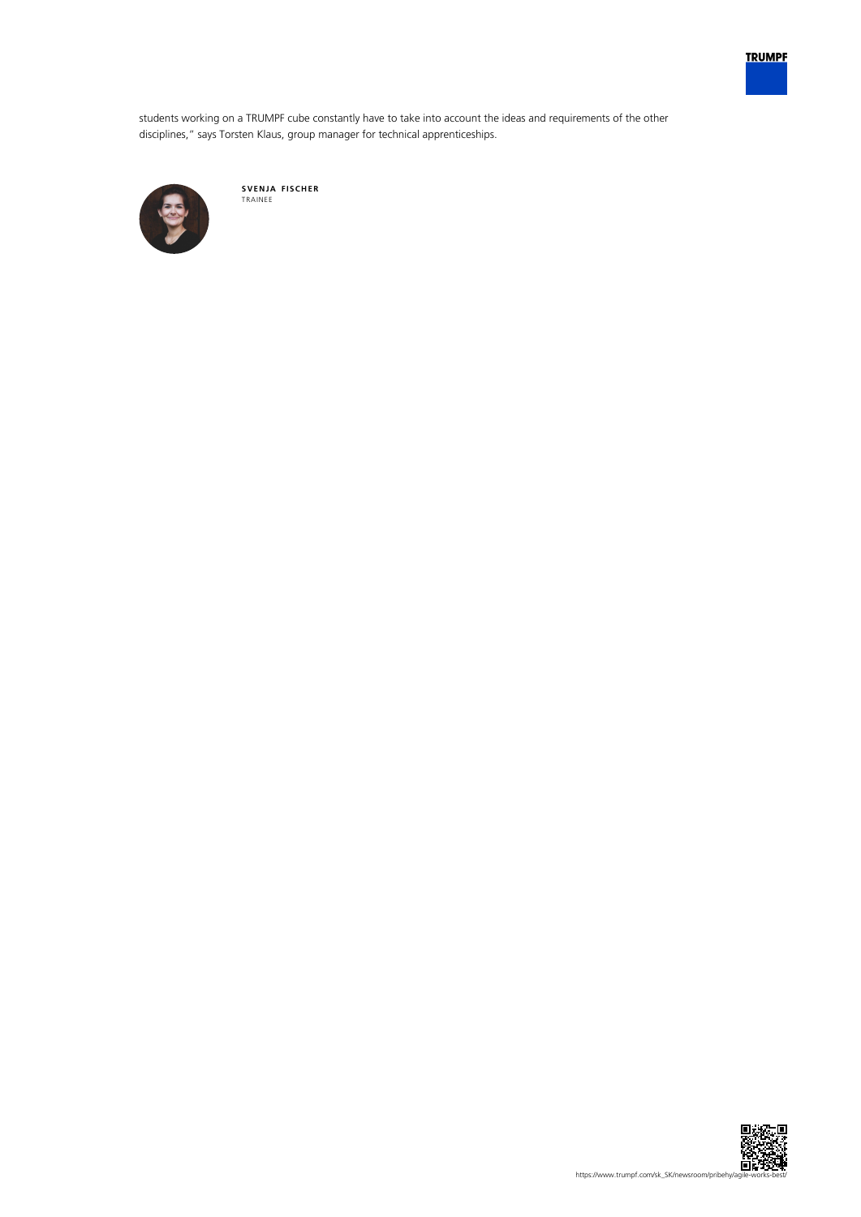students working on a TRUMPF cube constantly have to take into account the ideas and requirements of the other disciplines," says Torsten Klaus, group manager for technical apprenticeships.

**SVENJA FISCHER**
TRAINEE